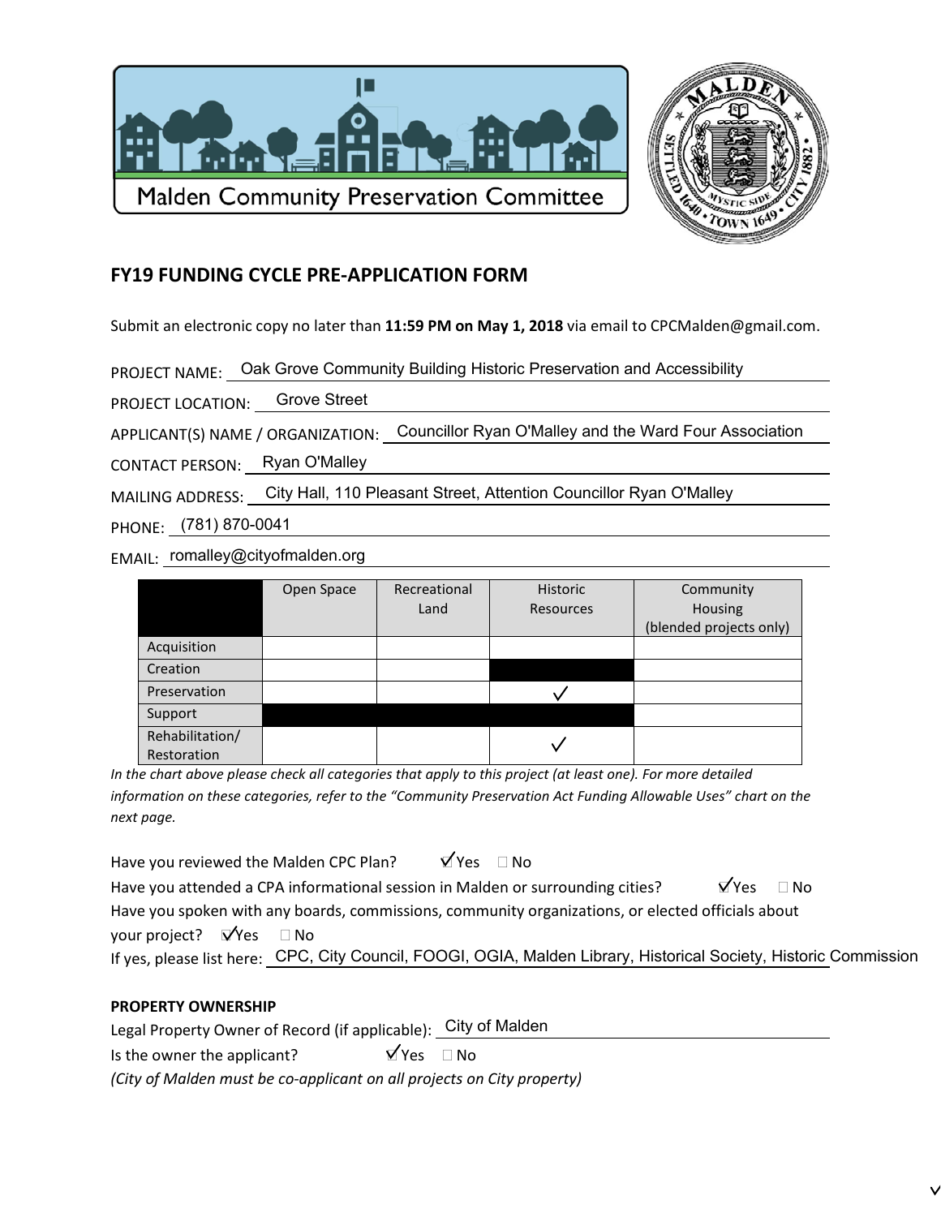Malden Community Preservation Committee

## FY19 FUNDING CYCLE PRE-APPLICATION FORM

Submit an electronic copy no later than **11:59 PM on May 1, 2018** via email to CPCMalden@gmail.com.

PROJECT NAME: Oak Grove Community Building Historic Preservation and Accessibility

PROJECT LOCATION: Grove Street

APPLICANT(S) NAME / ORGANIZATION: Councillor Ryan O'Malley and the Ward Four Association

CONTACT PERSON: Ryan O'Malley

MAILING ADDRESS: City Hall, 110 Pleasant Street, Attention Councillor Ryan O'Malley

PHONE: (781) 870-0041

EMAIL: romalley@cityofmalden.org

| | Open Space | Recreational Land | Historic Resources | Community Housing (blended projects only) |
|---|---|---|---|---|
| Acquisition | | | | |
| Creation | | | ■ | |
| Preservation | | | ✓ | |
| Support | ■ | ■ | ■ | |
| Rehabilitation/ Restoration | | | ✓ | |

*In the chart above please check all categories that apply to this project (at least one). For more detailed information on these categories, refer to the "Community Preservation Act Funding Allowable Uses" chart on the next page.*

Have you reviewed the Malden CPC Plan? ☑ Yes ☐ No

Have you attended a CPA informational session in Malden or surrounding cities? ☑ Yes ☐ No

Have you spoken with any boards, commissions, community organizations, or elected officials about your project? ☑ Yes ☐ No

If yes, please list here: CPC, City Council, FOOGI, OGIA, Malden Library, Historical Society, Historic Commission

**PROPERTY OWNERSHIP**

Legal Property Owner of Record (if applicable): City of Malden

Is the owner the applicant? ☑ Yes ☐ No

*(City of Malden must be co-applicant on all projects on City property)*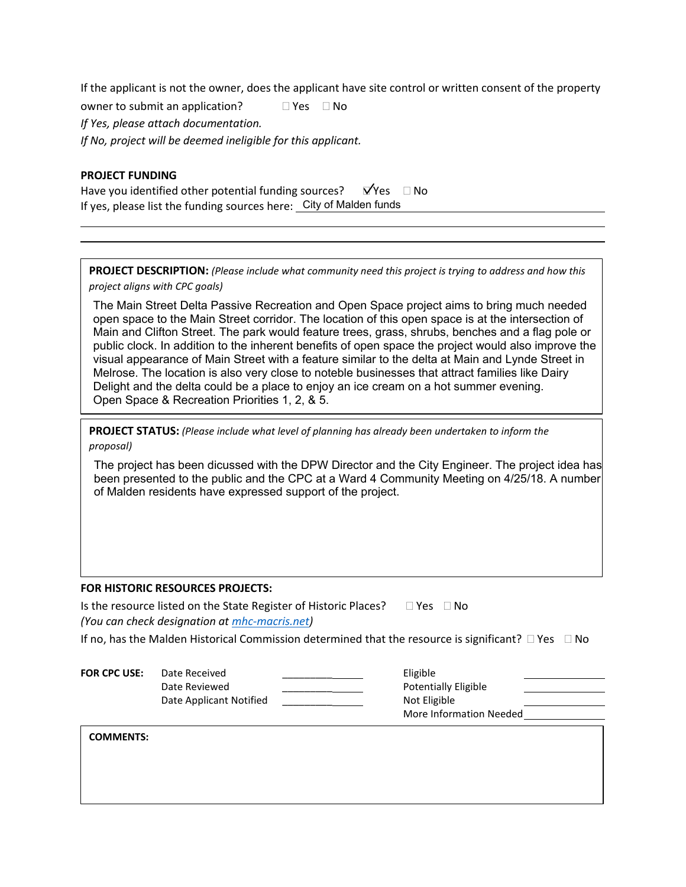If the applicant is not the owner, does the applicant have site control or written consent of the property owner to submit an application? ☐ Yes ☐ No

*If Yes, please attach documentation.*

*If No, project will be deemed ineligible for this applicant.*

**PROJECT FUNDING**

Have you identified other potential funding sources? ☑ Yes ☐ No

If yes, please list the funding sources here: City of Malden funds

**PROJECT DESCRIPTION:** *(Please include what community need this project is trying to address and how this project aligns with CPC goals)*

The Main Street Delta Passive Recreation and Open Space project aims to bring much needed open space to the Main Street corridor. The location of this open space is at the intersection of Main and Clifton Street. The park would feature trees, grass, shrubs, benches and a flag pole or public clock. In addition to the inherent benefits of open space the project would also improve the visual appearance of Main Street with a feature similar to the delta at Main and Lynde Street in Melrose. The location is also very close to noteble businesses that attract families like Dairy Delight and the delta could be a place to enjoy an ice cream on a hot summer evening. Open Space & Recreation Priorities 1, 2, & 5.

**PROJECT STATUS:** *(Please include what level of planning has already been undertaken to inform the proposal)*

The project has been dicussed with the DPW Director and the City Engineer. The project idea has been presented to the public and the CPC at a Ward 4 Community Meeting on 4/25/18. A number of Malden residents have expressed support of the project.

**FOR HISTORIC RESOURCES PROJECTS:**

Is the resource listed on the State Register of Historic Places? ☐ Yes ☐ No

*(You can check designation at mhc-macris.net)*

If no, has the Malden Historical Commission determined that the resource is significant? ☐ Yes ☐ No

| | | | | |
|---|---|---|---|---|
| **FOR CPC USE:** | Date Received | ______ | Eligible | ______ |
| | Date Reviewed | ______ | Potentially Eligible | ______ |
| | Date Applicant Notified | ______ | Not Eligible | ______ |
| | | | More Information Needed | ______ |

**COMMENTS:**